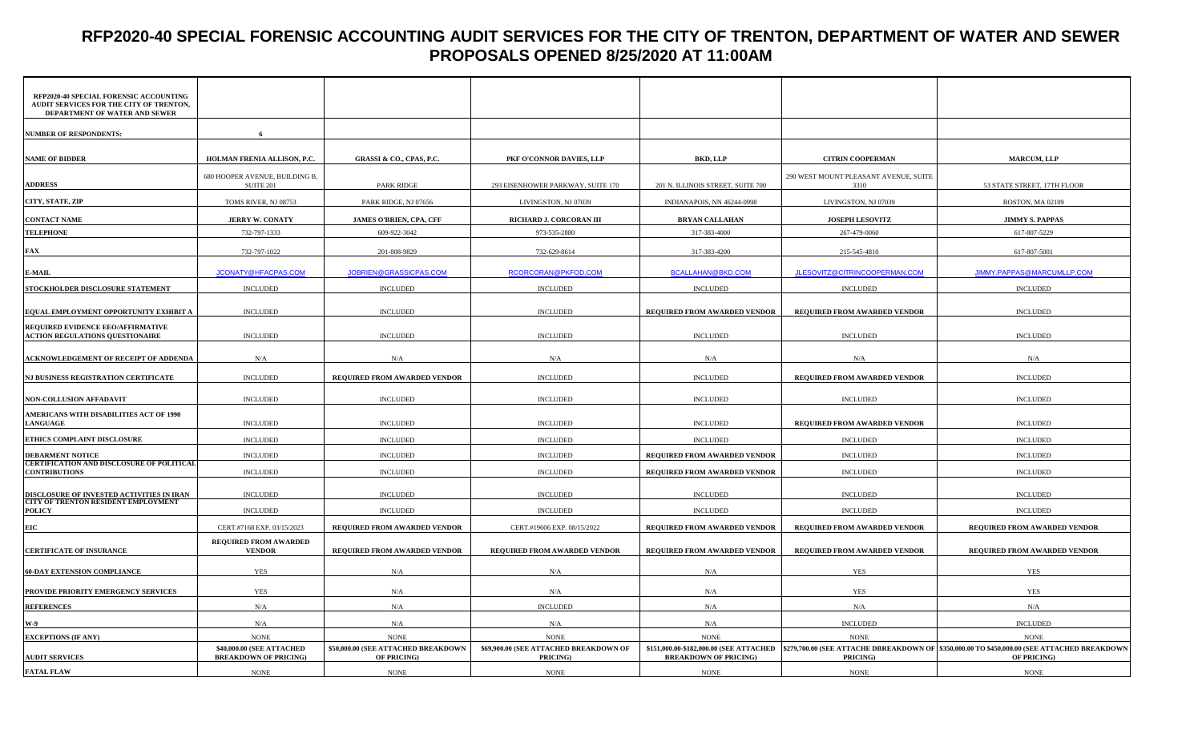# RFP2020-40 SPECIAL FORENSIC ACCOUNTING AUDIT SERVICES FOR THE CITY OF TRENTON, DEPARTMENT OF WATER AND SEWER PROPOSALS OPENED 8/25/2020 AT 11:00AM

| RFP2020-40 SPECIAL FORENSIC ACCOUNTING AUDIT SERVICES FOR THE CITY OF TRENTON, DEPARTMENT OF WATER AND SEWER | | | | | | |
|---|---|---|---|---|---|---|
| **NUMBER OF RESPONDENTS:** | **6** | | | | | |
| **NAME OF BIDDER** | **HOLMAN FRENIA ALLISON, P.C.** | **GRASSI & CO., CPAS, P.C.** | **PKF O'CONNOR DAVIES, LLP** | **BKD, LLP** | **CITRIN COOPERMAN** | **MARCUM, LLP** |
| **ADDRESS** | 680 HOOPER AVENUE, BUILDING B, SUITE 201 | PARK RIDGE | 293 EISENHOWER PARKWAY, SUITE 170 | 201 N. ILLINOIS STREET, SUITE 700 | 290 WEST MOUNT PLEASANT AVENUE, SUITE 3310 | 53 STATE STREET, 17TH FLOOR |
| **CITY, STATE, ZIP** | TOMS RIVER, NJ 08753 | PARK RIDGE, NJ 07656 | LIVINGSTON, NJ 07039 | INDIANAPOIS, NN 46244-0998 | LIVINGSTON, NJ 07039 | BOSTON, MA 02109 |
| **CONTACT NAME** | **JERRY W. CONATY** | **JAMES O'BRIEN, CPA, CFF** | **RICHARD J. CORCORAN III** | **BRYAN CALLAHAN** | **JOSEPH LESOVITZ** | **JIMMY S. PAPPAS** |
| **TELEPHONE** | 732-797-1333 | 609-922-3042 | 973-535-2880 | 317-383-4000 | 267-479-0060 | 617-807-5229 |
| **FAX** | 732-797-1022 | 201-808-9829 | 732-629-8614 | 317-383-4200 | 215-545-4810 | 617-807-5001 |
| **E-MAIL** | JCONATY@HFACPAS.COM | JOBRIEN@GRASSICPAS.COM | RCORCORAN@PKFOD.COM | BCALLAHAN@BKD.COM | JLESOVITZ@CITRINCOOPERMAN.COM | JIMMY.PAPPAS@MARCUMLLP.COM |
| **STOCKHOLDER DISCLOSURE STATEMENT** | INCLUDED | INCLUDED | INCLUDED | INCLUDED | INCLUDED | INCLUDED |
| **EQUAL EMPLOYMENT OPPORTUNITY EXHIBIT A** | INCLUDED | INCLUDED | INCLUDED | **REQUIRED FROM AWARDED VENDOR** | **REQUIRED FROM AWARDED VENDOR** | INCLUDED |
| **REQUIRED EVIDENCE EEO/AFFIRMATIVE ACTION REGULATIONS QUESTIONAIRE** | INCLUDED | INCLUDED | INCLUDED | INCLUDED | INCLUDED | INCLUDED |
| **ACKNOWLEDGEMENT OF RECEIPT OF ADDENDA** | N/A | N/A | N/A | N/A | N/A | N/A |
| **NJ BUSINESS REGISTRATION CERTIFICATE** | INCLUDED | **REQUIRED FROM AWARDED VENDOR** | INCLUDED | INCLUDED | **REQUIRED FROM AWARDED VENDOR** | INCLUDED |
| **NON-COLLUSION AFFADAVIT** | INCLUDED | INCLUDED | INCLUDED | INCLUDED | INCLUDED | INCLUDED |
| **AMERICANS WITH DISABILITIES ACT OF 1990 LANGUAGE** | INCLUDED | INCLUDED | INCLUDED | INCLUDED | **REQUIRED FROM AWARDED VENDOR** | INCLUDED |
| **ETHICS COMPLAINT DISCLOSURE** | INCLUDED | INCLUDED | INCLUDED | INCLUDED | INCLUDED | INCLUDED |
| **DEBARMENT NOTICE** | INCLUDED | INCLUDED | INCLUDED | **REQUIRED FROM AWARDED VENDOR** | INCLUDED | INCLUDED |
| **CERTIFICATION AND DISCLOSURE OF POLITICAL CONTRIBUTIONS** | INCLUDED | INCLUDED | INCLUDED | **REQUIRED FROM AWARDED VENDOR** | INCLUDED | INCLUDED |
| **DISCLOSURE OF INVESTED ACTIVITIES IN IRAN** | INCLUDED | INCLUDED | INCLUDED | INCLUDED | INCLUDED | INCLUDED |
| **CITY OF TRENTON RESIDENT EMPLOYMENT POLICY** | INCLUDED | INCLUDED | INCLUDED | INCLUDED | INCLUDED | INCLUDED |
| **EIC** | CERT.#7168 EXP. 03/15/2023 | **REQUIRED FROM AWARDED VENDOR** | CERT.#19606 EXP. 08/15/2022 | **REQUIRED FROM AWARDED VENDOR** | **REQUIRED FROM AWARDED VENDOR** | **REQUIRED FROM AWARDED VENDOR** |
| **CERTIFICATE OF INSURANCE** | **REQUIRED FROM AWARDED VENDOR** | **REQUIRED FROM AWARDED VENDOR** | **REQUIRED FROM AWARDED VENDOR** | **REQUIRED FROM AWARDED VENDOR** | **REQUIRED FROM AWARDED VENDOR** | **REQUIRED FROM AWARDED VENDOR** |
| **60-DAY EXTENSION COMPLIANCE** | YES | N/A | N/A | N/A | YES | YES |
| **PROVIDE PRIORITY EMERGENCY SERVICES** | YES | N/A | N/A | N/A | YES | YES |
| **REFERENCES** | N/A | N/A | INCLUDED | N/A | N/A | N/A |
| **W-9** | N/A | N/A | N/A | N/A | INCLUDED | INCLUDED |
| **EXCEPTIONS (IF ANY)** | NONE | NONE | NONE | NONE | NONE | NONE |
| **AUDIT SERVICES** | **$40,000.00 (SEE ATTACHED BREAKDOWN OF PRICING)** | **$50,000.00 (SEE ATTACHED BREAKDOWN OF PRICING)** | **$69,900.00 (SEE ATTACHED BREAKDOWN OF PRICING)** | **$151,000.00-$182,000.00 (SEE ATTACHED BREAKDOWN OF PRICING)** | **$279,700.00 (SEE ATTACHE DBREAKDOWN OF PRICING)** | **$350,000.00 TO $450,000.00 (SEE ATTACHED BREAKDOWN OF PRICING)** |
| **FATAL FLAW** | NONE | NONE | NONE | NONE | NONE | NONE |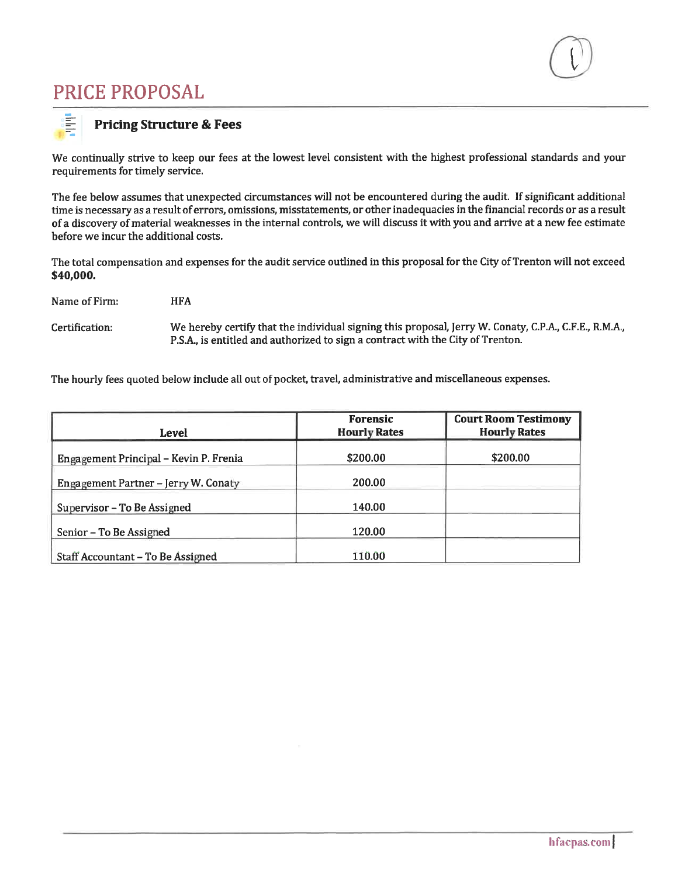# PRICE PROPOSAL

## Pricing Structure & Fees

We continually strive to keep our fees at the lowest level consistent with the highest professional standards and your requirements for timely service.

The fee below assumes that unexpected circumstances will not be encountered during the audit. If significant additional time is necessary as a result of errors, omissions, misstatements, or other inadequacies in the financial records or as a result of a discovery of material weaknesses in the internal controls, we will discuss it with you and arrive at a new fee estimate before we incur the additional costs.

The total compensation and expenses for the audit service outlined in this proposal for the City of Trenton will not exceed **$40,000.**

Name of Firm: HFA

Certification: We hereby certify that the individual signing this proposal, Jerry W. Conaty, C.P.A., C.F.E., R.M.A., P.S.A., is entitled and authorized to sign a contract with the City of Trenton.

The hourly fees quoted below include all out of pocket, travel, administrative and miscellaneous expenses.

| Level | Forensic Hourly Rates | Court Room Testimony Hourly Rates |
|---|---|---|
| Engagement Principal – Kevin P. Frenia | $200.00 | $200.00 |
| Engagement Partner – Jerry W. Conaty | 200.00 | |
| Supervisor – To Be Assigned | 140.00 | |
| Senior – To Be Assigned | 120.00 | |
| Staff Accountant – To Be Assigned | 110.00 | |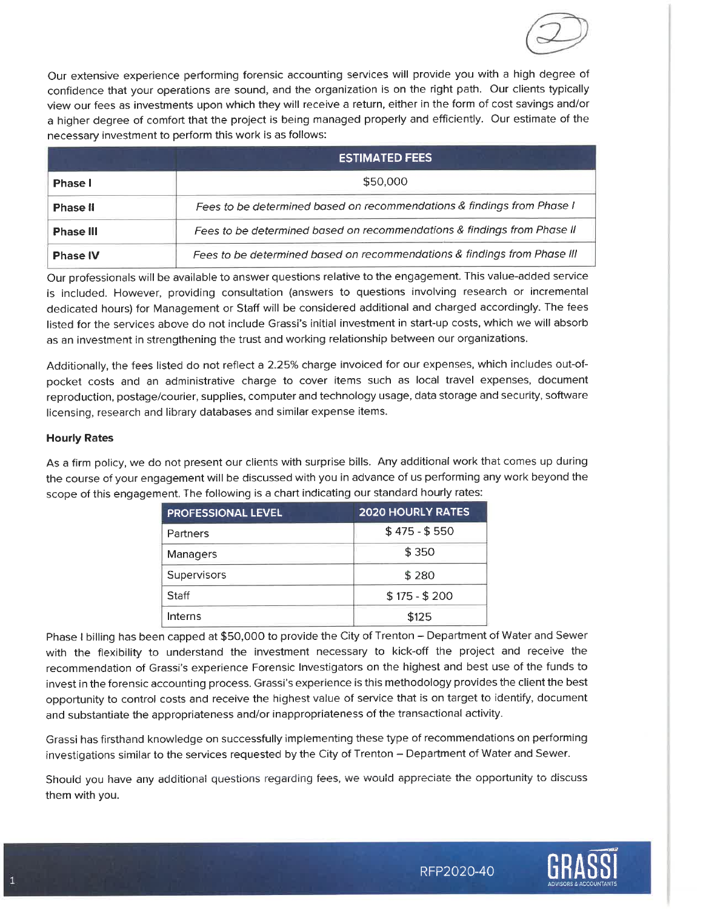Our extensive experience performing forensic accounting services will provide you with a high degree of confidence that your operations are sound, and the organization is on the right path. Our clients typically view our fees as investments upon which they will receive a return, either in the form of cost savings and/or a higher degree of comfort that the project is being managed properly and efficiently. Our estimate of the necessary investment to perform this work is as follows:

| | ESTIMATED FEES |
|---|---|
| **Phase I** | $50,000 |
| **Phase II** | *Fees to be determined based on recommendations & findings from Phase I* |
| **Phase III** | *Fees to be determined based on recommendations & findings from Phase II* |
| **Phase IV** | *Fees to be determined based on recommendations & findings from Phase III* |

Our professionals will be available to answer questions relative to the engagement. This value-added service is included. However, providing consultation (answers to questions involving research or incremental dedicated hours) for Management or Staff will be considered additional and charged accordingly. The fees listed for the services above do not include Grassi's initial investment in start-up costs, which we will absorb as an investment in strengthening the trust and working relationship between our organizations.

Additionally, the fees listed do not reflect a 2.25% charge invoiced for our expenses, which includes out-of-pocket costs and an administrative charge to cover items such as local travel expenses, document reproduction, postage/courier, supplies, computer and technology usage, data storage and security, software licensing, research and library databases and similar expense items.

**Hourly Rates**

As a firm policy, we do not present our clients with surprise bills. Any additional work that comes up during the course of your engagement will be discussed with you in advance of us performing any work beyond the scope of this engagement. The following is a chart indicating our standard hourly rates:

| PROFESSIONAL LEVEL | 2020 HOURLY RATES |
|---|---|
| Partners | $ 475 - $ 550 |
| Managers | $ 350 |
| Supervisors | $ 280 |
| Staff | $ 175 - $ 200 |
| Interns | $125 |

Phase I billing has been capped at $50,000 to provide the City of Trenton – Department of Water and Sewer with the flexibility to understand the investment necessary to kick-off the project and receive the recommendation of Grassi's experience Forensic Investigators on the highest and best use of the funds to invest in the forensic accounting process. Grassi's experience is this methodology provides the client the best opportunity to control costs and receive the highest value of service that is on target to identify, document and substantiate the appropriateness and/or inappropriateness of the transactional activity.

Grassi has firsthand knowledge on successfully implementing these type of recommendations on performing investigations similar to the services requested by the City of Trenton – Department of Water and Sewer.

Should you have any additional questions regarding fees, we would appreciate the opportunity to discuss them with you.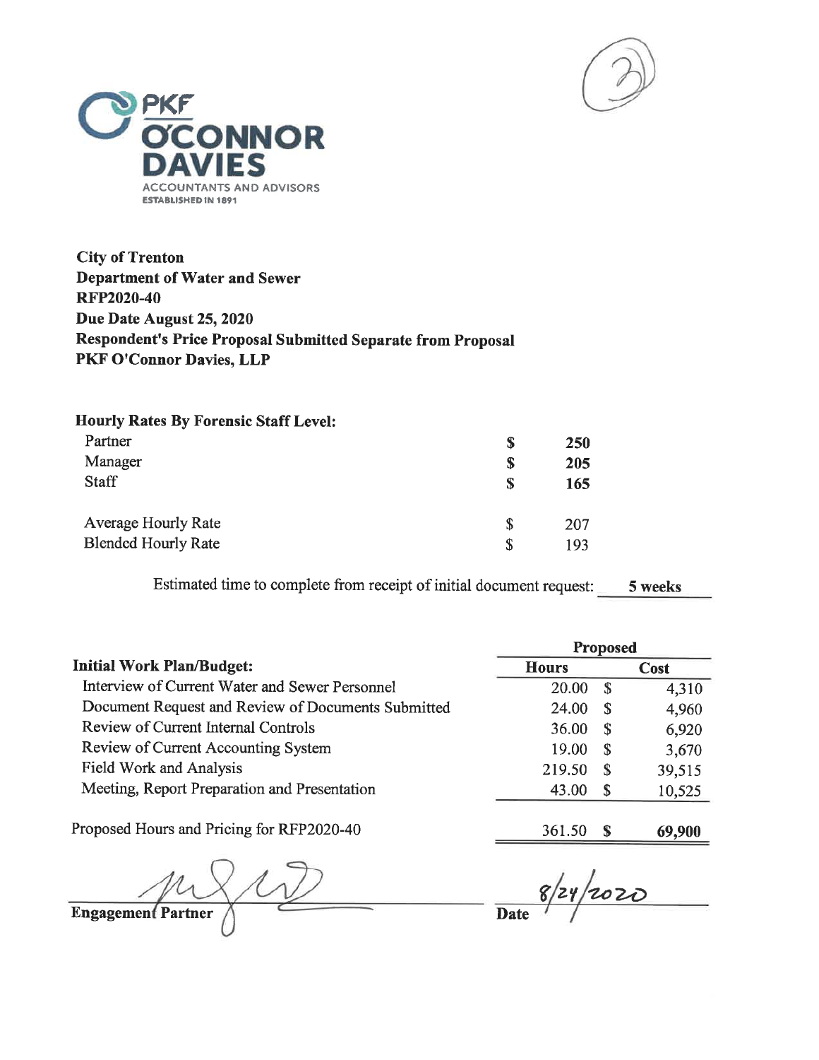PKF O'CONNOR DAVIES

ACCOUNTANTS AND ADVISORS

ESTABLISHED IN 1891

**City of Trenton**
**Department of Water and Sewer**
**RFP2020-40**
**Due Date August 25, 2020**
**Respondent's Price Proposal Submitted Separate from Proposal**
**PKF O'Connor Davies, LLP**

**Hourly Rates By Forensic Staff Level:**

| | | |
|---|---|---|
| Partner | **$** | **250** |
| Manager | **$** | **205** |
| Staff | **$** | **165** |
| | | |
| Average Hourly Rate | $ | 207 |
| Blended Hourly Rate | $ | 193 |

Estimated time to complete from receipt of initial document request: **5 weeks**

| | Proposed | | |
|---|---|---|---|
| **Initial Work Plan/Budget:** | **Hours** | | **Cost** |
| Interview of Current Water and Sewer Personnel | 20.00 | $ | 4,310 |
| Document Request and Review of Documents Submitted | 24.00 | $ | 4,960 |
| Review of Current Internal Controls | 36.00 | $ | 6,920 |
| Review of Current Accounting System | 19.00 | $ | 3,670 |
| Field Work and Analysis | 219.50 | $ | 39,515 |
| Meeting, Report Preparation and Presentation | 43.00 | $ | 10,525 |
| Proposed Hours and Pricing for RFP2020-40 | 361.50 | **$** | **69,900** |

**Engagement Partner**

**Date** 8/24/2020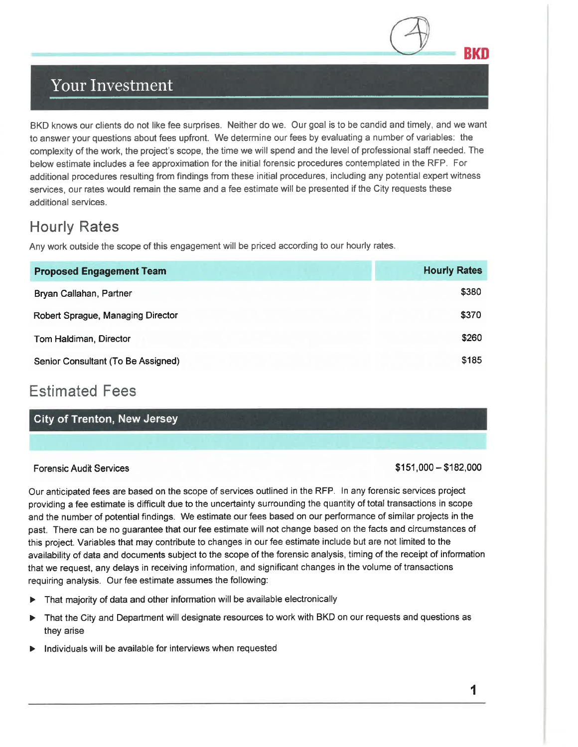# Your Investment

BKD knows our clients do not like fee surprises. Neither do we. Our goal is to be candid and timely, and we want to answer your questions about fees upfront. We determine our fees by evaluating a number of variables: the complexity of the work, the project's scope, the time we will spend and the level of professional staff needed. The below estimate includes a fee approximation for the initial forensic procedures contemplated in the RFP. For additional procedures resulting from findings from these initial procedures, including any potential expert witness services, our rates would remain the same and a fee estimate will be presented if the City requests these additional services.

## Hourly Rates

Any work outside the scope of this engagement will be priced according to our hourly rates.

| Proposed Engagement Team | Hourly Rates |
| --- | --- |
| Bryan Callahan, Partner | $380 |
| Robert Sprague, Managing Director | $370 |
| Tom Haldiman, Director | $260 |
| Senior Consultant (To Be Assigned) | $185 |

## Estimated Fees

| City of Trenton, New Jersey | |
| --- | --- |
| Forensic Audit Services | $151,000 – $182,000 |

Our anticipated fees are based on the scope of services outlined in the RFP. In any forensic services project providing a fee estimate is difficult due to the uncertainty surrounding the quantity of total transactions in scope and the number of potential findings. We estimate our fees based on our performance of similar projects in the past. There can be no guarantee that our fee estimate will not change based on the facts and circumstances of this project. Variables that may contribute to changes in our fee estimate include but are not limited to the availability of data and documents subject to the scope of the forensic analysis, timing of the receipt of information that we request, any delays in receiving information, and significant changes in the volume of transactions requiring analysis. Our fee estimate assumes the following:

- That majority of data and other information will be available electronically
- That the City and Department will designate resources to work with BKD on our requests and questions as they arise
- Individuals will be available for interviews when requested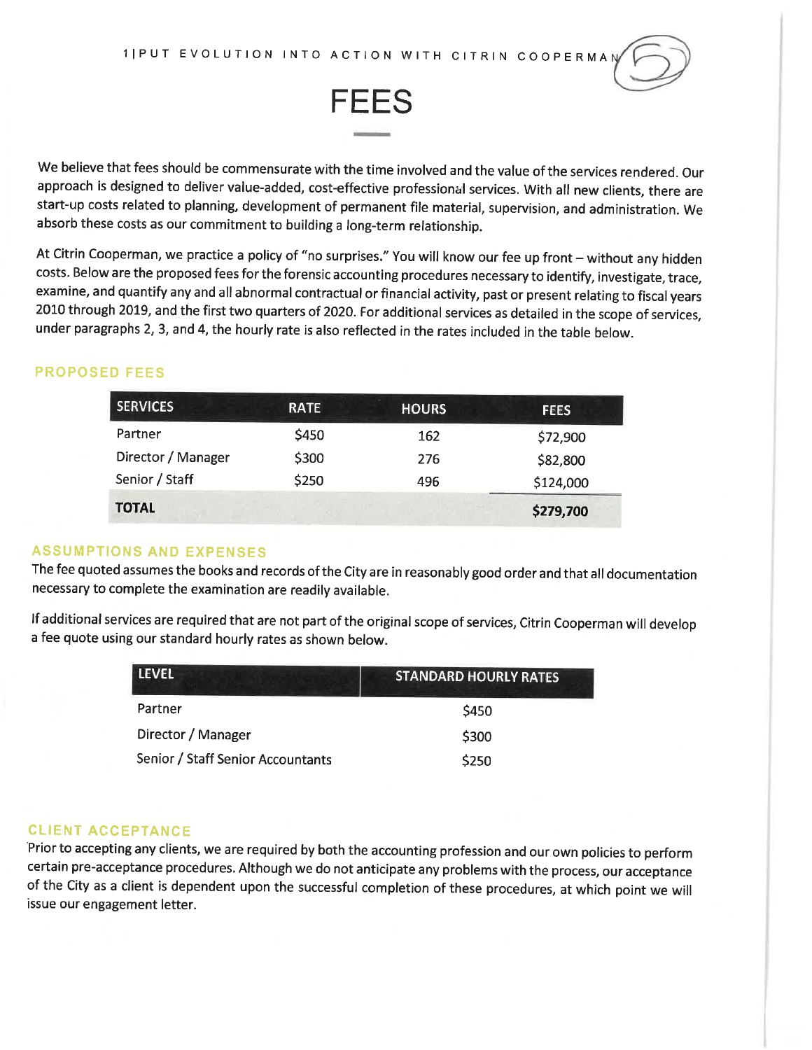# FEES

We believe that fees should be commensurate with the time involved and the value of the services rendered. Our approach is designed to deliver value-added, cost-effective professional services. With all new clients, there are start-up costs related to planning, development of permanent file material, supervision, and administration. We absorb these costs as our commitment to building a long-term relationship.

At Citrin Cooperman, we practice a policy of "no surprises." You will know our fee up front – without any hidden costs. Below are the proposed fees for the forensic accounting procedures necessary to identify, investigate, trace, examine, and quantify any and all abnormal contractual or financial activity, past or present relating to fiscal years 2010 through 2019, and the first two quarters of 2020. For additional services as detailed in the scope of services, under paragraphs 2, 3, and 4, the hourly rate is also reflected in the rates included in the table below.

## PROPOSED FEES

| SERVICES | RATE | HOURS | FEES |
|---|---|---|---|
| Partner | $450 | 162 | $72,900 |
| Director / Manager | $300 | 276 | $82,800 |
| Senior / Staff | $250 | 496 | $124,000 |
| **TOTAL** | | | **$279,700** |

## ASSUMPTIONS AND EXPENSES

The fee quoted assumes the books and records of the City are in reasonably good order and that all documentation necessary to complete the examination are readily available.

If additional services are required that are not part of the original scope of services, Citrin Cooperman will develop a fee quote using our standard hourly rates as shown below.

| LEVEL | STANDARD HOURLY RATES |
|---|---|
| Partner | $450 |
| Director / Manager | $300 |
| Senior / Staff Senior Accountants | $250 |

## CLIENT ACCEPTANCE

Prior to accepting any clients, we are required by both the accounting profession and our own policies to perform certain pre-acceptance procedures. Although we do not anticipate any problems with the process, our acceptance of the City as a client is dependent upon the successful completion of these procedures, at which point we will issue our engagement letter.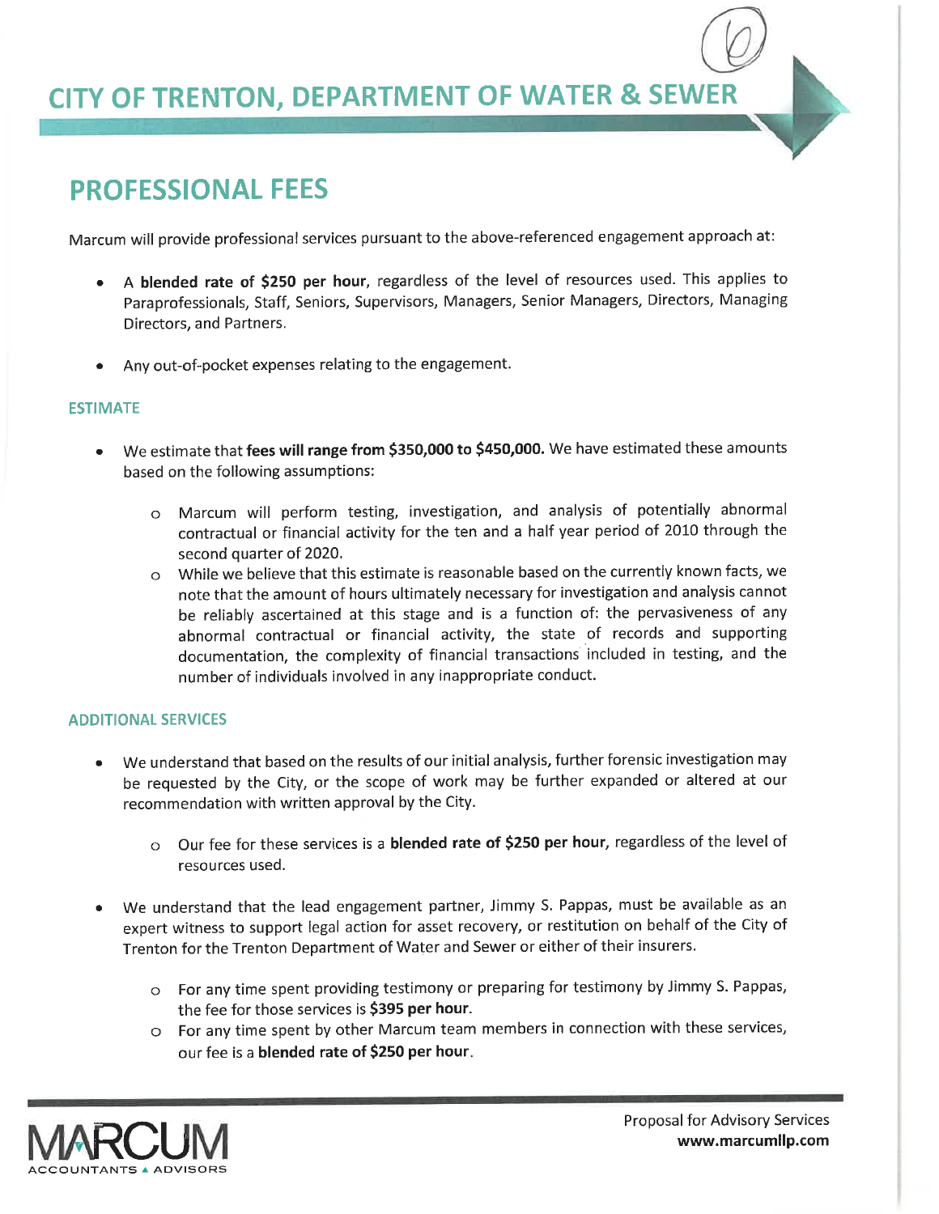# CITY OF TRENTON, DEPARTMENT OF WATER & SEWER

## PROFESSIONAL FEES

Marcum will provide professional services pursuant to the above-referenced engagement approach at:

- A **blended rate of $250 per hour**, regardless of the level of resources used. This applies to Paraprofessionals, Staff, Seniors, Supervisors, Managers, Senior Managers, Directors, Managing Directors, and Partners.
- Any out-of-pocket expenses relating to the engagement.

### ESTIMATE

- We estimate that **fees will range from $350,000 to $450,000.** We have estimated these amounts based on the following assumptions:
  - Marcum will perform testing, investigation, and analysis of potentially abnormal contractual or financial activity for the ten and a half year period of 2010 through the second quarter of 2020.
  - While we believe that this estimate is reasonable based on the currently known facts, we note that the amount of hours ultimately necessary for investigation and analysis cannot be reliably ascertained at this stage and is a function of: the pervasiveness of any abnormal contractual or financial activity, the state of records and supporting documentation, the complexity of financial transactions included in testing, and the number of individuals involved in any inappropriate conduct.

### ADDITIONAL SERVICES

- We understand that based on the results of our initial analysis, further forensic investigation may be requested by the City, or the scope of work may be further expanded or altered at our recommendation with written approval by the City.
  - Our fee for these services is a **blended rate of $250 per hour**, regardless of the level of resources used.
- We understand that the lead engagement partner, Jimmy S. Pappas, must be available as an expert witness to support legal action for asset recovery, or restitution on behalf of the City of Trenton for the Trenton Department of Water and Sewer or either of their insurers.
  - For any time spent providing testimony or preparing for testimony by Jimmy S. Pappas, the fee for those services is **$395 per hour**.
  - For any time spent by other Marcum team members in connection with these services, our fee is a **blended rate of $250 per hour**.